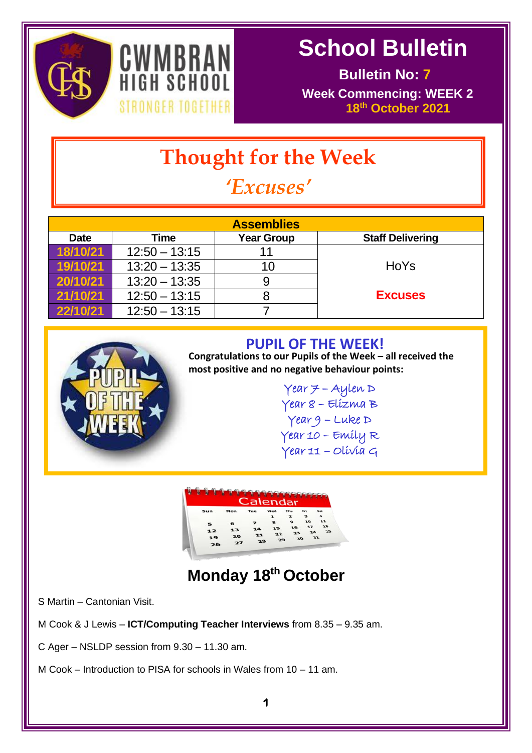CWMBRAN HIGH SCHOOL

STRONGER TOGETHER

# School Bulletin

**Bulletin No: 7**

**Week Commencing: WEEK 2**

**18th October 2021**

## Thought for the Week

## *'Excuses'*

| Assemblies | | | |
|---|---|---|---|
| **Date** | **Time** | **Year Group** | **Staff Delivering** |
| 18/10/21 | 12:50 – 13:15 | 11 | HoYs<br>**Excuses** |
| 19/10/21 | 13:20 – 13:35 | 10 | |
| 20/10/21 | 13:20 – 13:35 | 9 | |
| 21/10/21 | 12:50 – 13:15 | 8 | |
| 22/10/21 | 12:50 – 13:15 | 7 | |

## PUPIL OF THE WEEK!

**Congratulations to our Pupils of the Week – all received the most positive and no negative behaviour points:**

Year 7 – Aylen D
Year 8 – Elizma B
Year 9 – Luke D
Year 10 – Emily R
Year 11 – Olivia G

## Monday 18th October

S Martin – Cantonian Visit.

M Cook & J Lewis – **ICT/Computing Teacher Interviews** from 8.35 – 9.35 am.

C Ager – NSLDP session from 9.30 – 11.30 am.

M Cook – Introduction to PISA for schools in Wales from 10 – 11 am.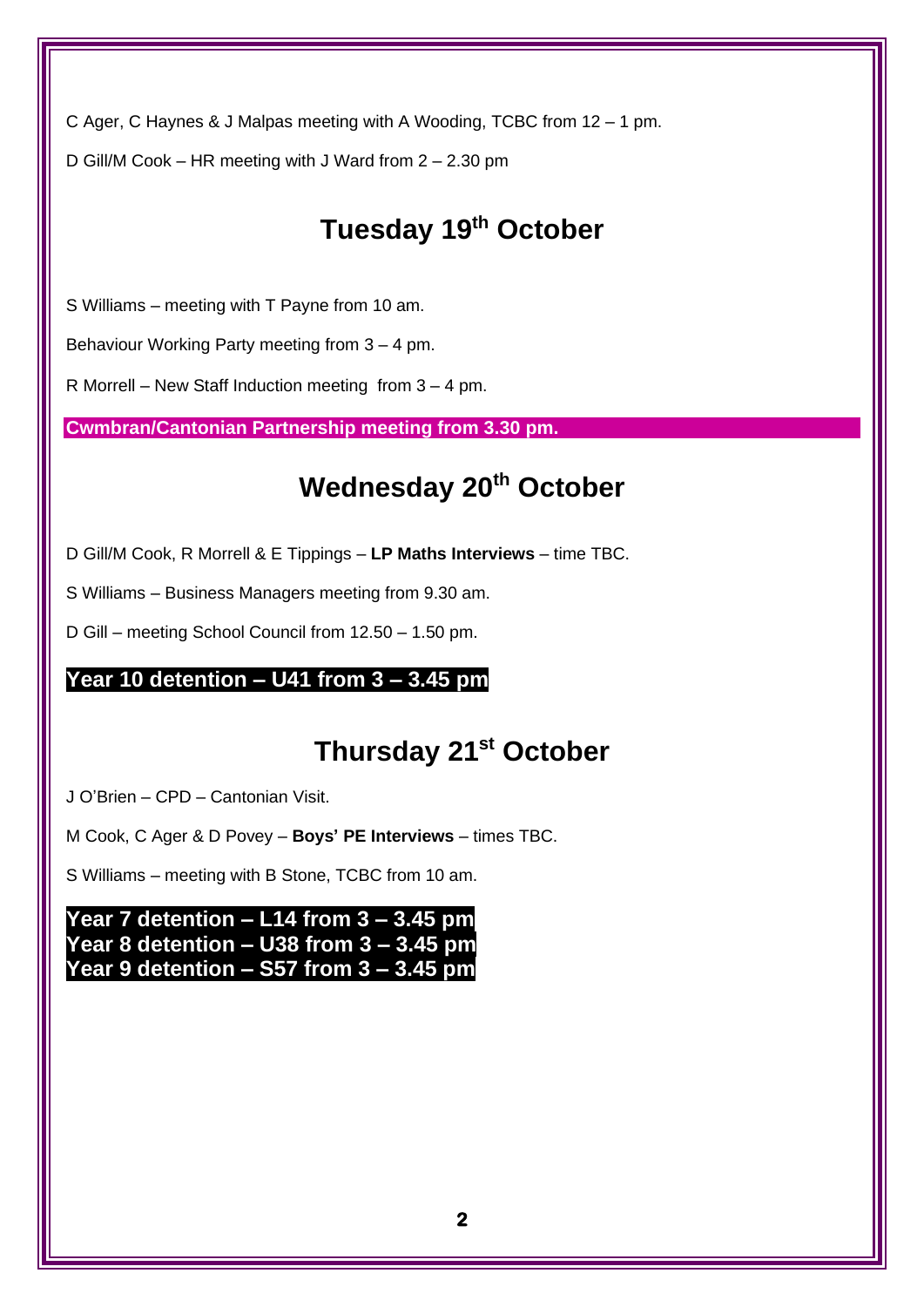C Ager, C Haynes & J Malpas meeting with A Wooding, TCBC from 12 – 1 pm.

D Gill/M Cook – HR meeting with J Ward from 2 – 2.30 pm

## Tuesday 19th October

S Williams – meeting with T Payne from 10 am.

Behaviour Working Party meeting from 3 – 4 pm.

R Morrell – New Staff Induction meeting from 3 – 4 pm.

**Cwmbran/Cantonian Partnership meeting from 3.30 pm.**

## Wednesday 20th October

D Gill/M Cook, R Morrell & E Tippings – **LP Maths Interviews** – time TBC.

S Williams – Business Managers meeting from 9.30 am.

D Gill – meeting School Council from 12.50 – 1.50 pm.

**Year 10 detention – U41 from 3 – 3.45 pm**

## Thursday 21st October

J O'Brien – CPD – Cantonian Visit.

M Cook, C Ager & D Povey – **Boys' PE Interviews** – times TBC.

S Williams – meeting with B Stone, TCBC from 10 am.

**Year 7 detention – L14 from 3 – 3.45 pm**
**Year 8 detention – U38 from 3 – 3.45 pm**
**Year 9 detention – S57 from 3 – 3.45 pm**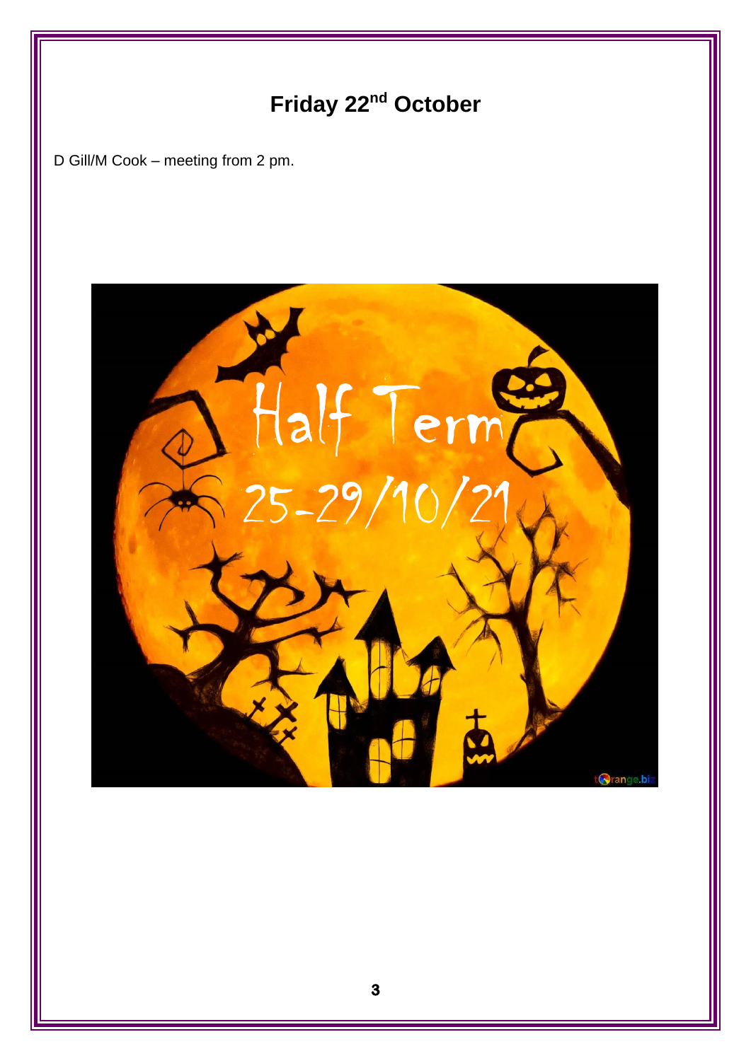# Friday 22nd October

D Gill/M Cook – meeting from 2 pm.

Half Term

25-29/10/21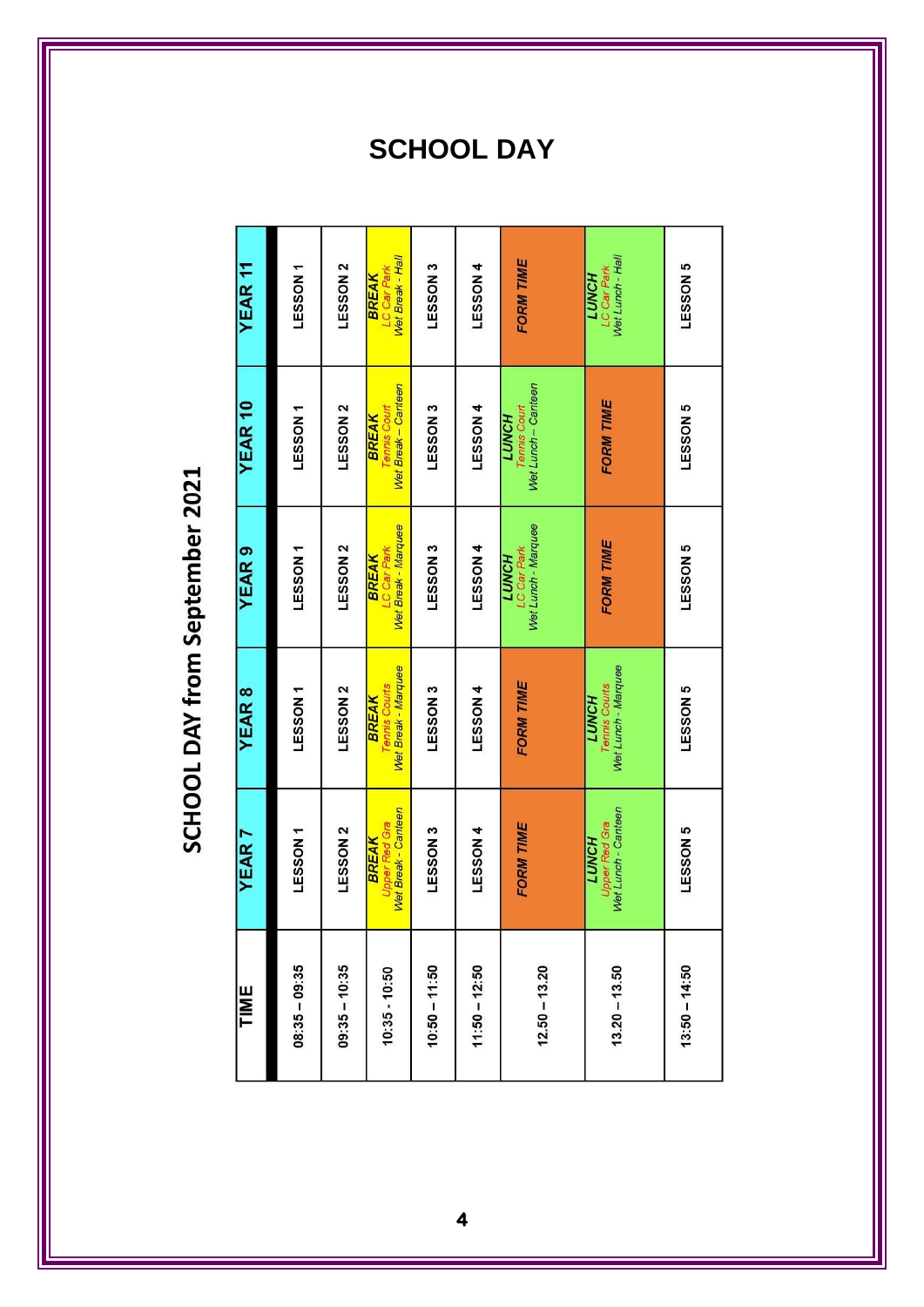# SCHOOL DAY

## SCHOOL DAY from September 2021

| TIME | YEAR 7 | YEAR 8 | YEAR 9 | YEAR 10 | YEAR 11 |
|---|---|---|---|---|---|
| 08:35 – 09:35 | LESSON 1 | LESSON 1 | LESSON 1 | LESSON 1 | LESSON 1 |
| 09:35 – 10:35 | LESSON 2 | LESSON 2 | LESSON 2 | LESSON 2 | LESSON 2 |
| 10:35 - 10:50 | *BREAK* *Upper Red Gra* *Wet Break - Canteen* | *BREAK* *Tennis Courts* *Wet Break - Marquee* | *BREAK* *LC Car Park* *Wet Break - Marquee* | *BREAK* *Tennis Court* *Wet Break – Canteen* | *BREAK* *LC Car Park* *Wet Break - Hall* |
| 10:50 – 11:50 | LESSON 3 | LESSON 3 | LESSON 3 | LESSON 3 | LESSON 3 |
| 11:50 – 12:50 | LESSON 4 | LESSON 4 | LESSON 4 | LESSON 4 | LESSON 4 |
| 12.50 – 13.20 | *FORM TIME* | *FORM TIME* | *LUNCH* *LC Car Park* *Wet Lunch - Marquee* | *LUNCH* *Tennis Court* *Wet Lunch – Canteen* | *FORM TIME* |
| 13.20 – 13.50 | *LUNCH* *Upper Red Gra* *Wet Lunch - Canteen* | *LUNCH* *Tennis Courts* *Wet Lunch - Marquee* | *FORM TIME* | *FORM TIME* | *LUNCH* *LC Car Park* *Wet Lunch - Hall* |
| 13:50 – 14:50 | LESSON 5 | LESSON 5 | LESSON 5 | LESSON 5 | LESSON 5 |